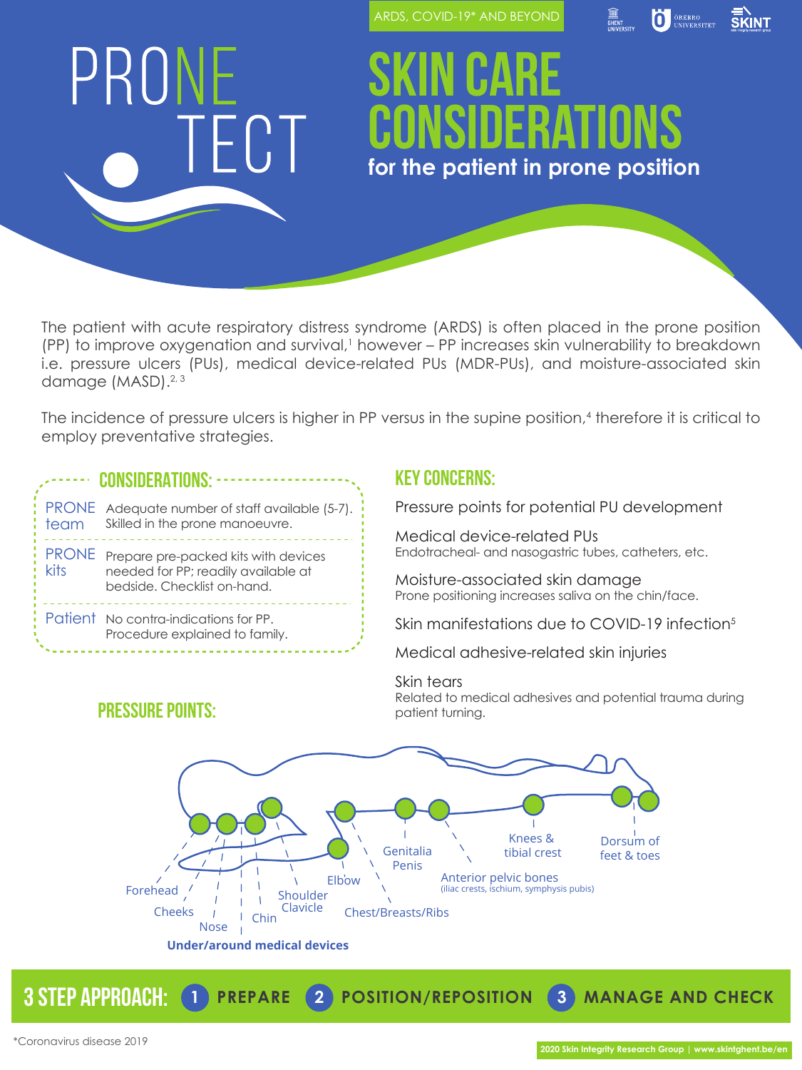ARDS, COVID-19* AND BEYOND

# PRONE TECT

# SKIN CARE CONSIDERATIONS

## for the patient in prone position

The patient with acute respiratory distress syndrome (ARDS) is often placed in the prone position (PP) to improve oxygenation and survival,[1] however – PP increases skin vulnerability to breakdown i.e. pressure ulcers (PUs), medical device-related PUs (MDR-PUs), and moisture-associated skin damage (MASD).[2, 3]

The incidence of pressure ulcers is higher in PP versus in the supine position,[4] therefore it is critical to employ preventative strategies.

### CONSIDERATIONS:

| | |
|---|---|
| PRONE team | Adequate number of staff available (5-7). Skilled in the prone manoeuvre. |
| PRONE kits | Prepare pre-packed kits with devices needed for PP; readily available at bedside. Checklist on-hand. |
| Patient | No contra-indications for PP. Procedure explained to family. |

### KEY CONCERNS:

Pressure points for potential PU development

Medical device-related PUs
Endotracheal- and nasogastric tubes, catheters, etc.

Moisture-associated skin damage
Prone positioning increases saliva on the chin/face.

Skin manifestations due to COVID-19 infection[5]

Medical adhesive-related skin injuries

Skin tears
Related to medical adhesives and potential trauma during patient turning.

### PRESSURE POINTS:

Forehead, Cheeks, Nose, Chin, Shoulder, Clavicle, Elbow, Chest/Breasts/Ribs, Genitalia, Penis, Anterior pelvic bones (iliac crests, ischium, symphysis pubis), Knees & tibial crest, Dorsum of feet & toes

**Under/around medical devices**

## 3 STEP APPROACH: 1 PREPARE 2 POSITION/REPOSITION 3 MANAGE AND CHECK

*Coronavirus disease 2019

2020 Skin Integrity Research Group | www.skintghent.be/en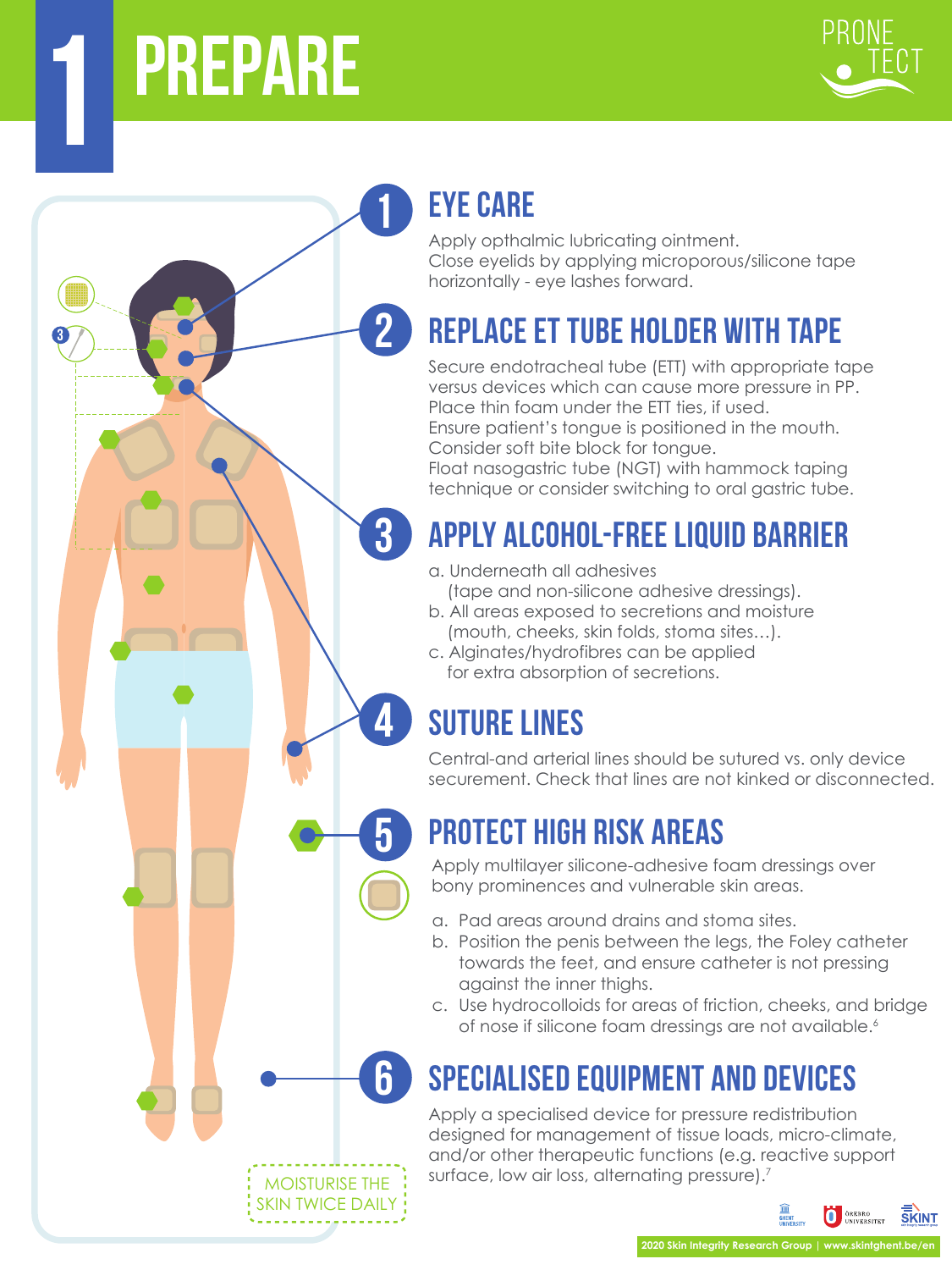# 1 PREPARE

PRONE TECT

## 1 EYE CARE

Apply opthalmic lubricating ointment.
Close eyelids by applying microporous/silicone tape horizontally - eye lashes forward.

## 2 REPLACE ET TUBE HOLDER WITH TAPE

Secure endotracheal tube (ETT) with appropriate tape versus devices which can cause more pressure in PP.
Place thin foam under the ETT ties, if used.
Ensure patient's tongue is positioned in the mouth.
Consider soft bite block for tongue.
Float nasogastric tube (NGT) with hammock taping technique or consider switching to oral gastric tube.

## 3 APPLY ALCOHOL-FREE LIQUID BARRIER

a. Underneath all adhesives (tape and non-silicone adhesive dressings).
b. All areas exposed to secretions and moisture (mouth, cheeks, skin folds, stoma sites…).
c. Alginates/hydrofibres can be applied for extra absorption of secretions.

## 4 SUTURE LINES

Central-and arterial lines should be sutured vs. only device securement. Check that lines are not kinked or disconnected.

## 5 PROTECT HIGH RISK AREAS

Apply multilayer silicone-adhesive foam dressings over bony prominences and vulnerable skin areas.

a. Pad areas around drains and stoma sites.
b. Position the penis between the legs, the Foley catheter towards the feet, and ensure catheter is not pressing against the inner thighs.
c. Use hydrocolloids for areas of friction, cheeks, and bridge of nose if silicone foam dressings are not available.[6]

## 6 SPECIALISED EQUIPMENT AND DEVICES

Apply a specialised device for pressure redistribution designed for management of tissue loads, micro-climate, and/or other therapeutic functions (e.g. reactive support surface, low air loss, alternating pressure).[7]

MOISTURISE THE SKIN TWICE DAILY

GHENT UNIVERSITY | ÖREBRO UNIVERSITET | SKINT

2020 Skin Integrity Research Group | www.skintghent.be/en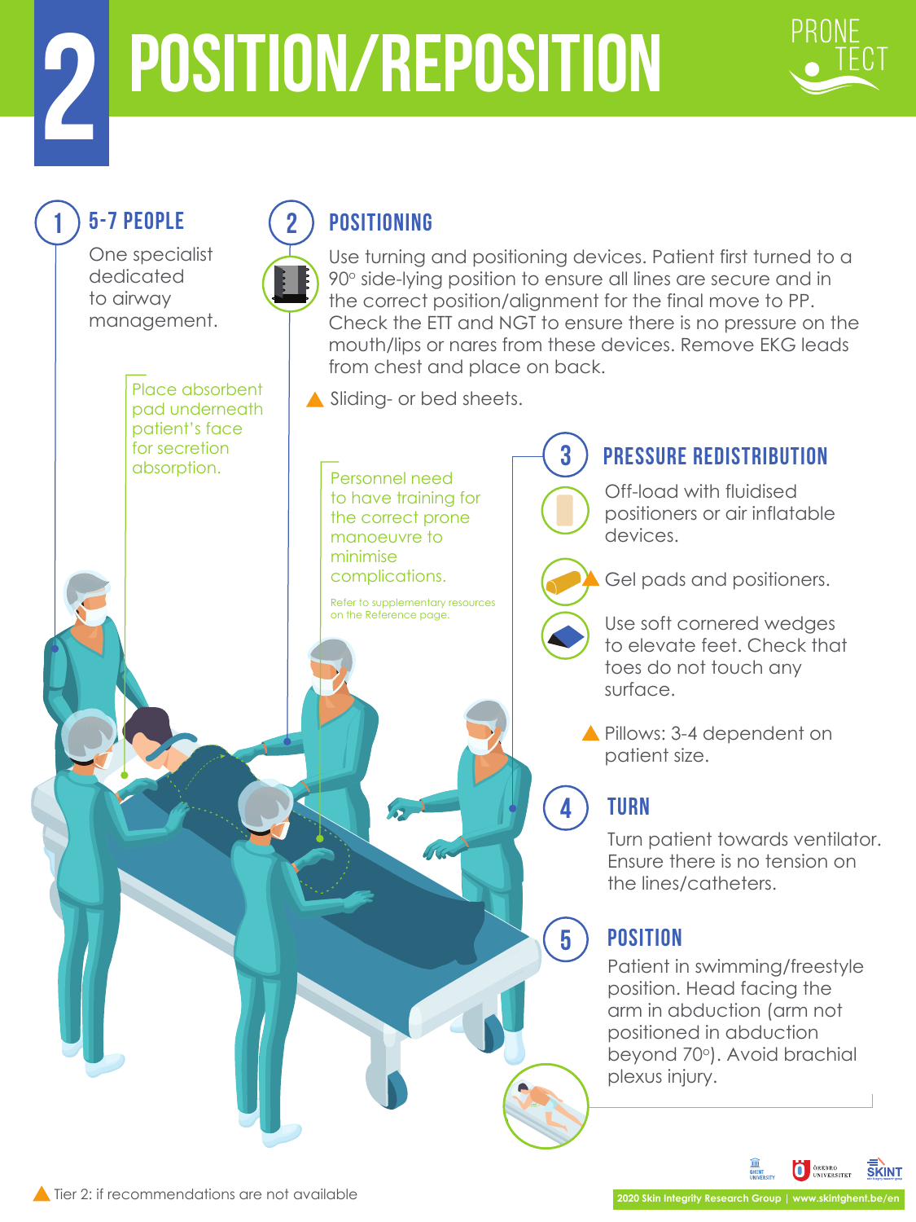# 2 POSITION/REPOSITION

PRONE TECT

## 1 5-7 PEOPLE

One specialist dedicated to airway management.

Place absorbent pad underneath patient's face for secretion absorption.

## 2 POSITIONING

Use turning and positioning devices. Patient first turned to a 90° side-lying position to ensure all lines are secure and in the correct position/alignment for the final move to PP. Check the ETT and NGT to ensure there is no pressure on the mouth/lips or nares from these devices. Remove EKG leads from chest and place on back.

▲ Sliding- or bed sheets.

Personnel need to have training for the correct prone manoeuvre to minimise complications.

Refer to supplementary resources on the Reference page.

## 3 PRESSURE REDISTRIBUTION

Off-load with fluidised positioners or air inflatable devices.

▲ Gel pads and positioners.

Use soft cornered wedges to elevate feet. Check that toes do not touch any surface.

▲ Pillows: 3-4 dependent on patient size.

## 4 TURN

Turn patient towards ventilator. Ensure there is no tension on the lines/catheters.

## 5 POSITION

Patient in swimming/freestyle position. Head facing the arm in abduction (arm not positioned in abduction beyond 70°). Avoid brachial plexus injury.

▲ Tier 2: if recommendations are not available

2020 Skin Integrity Research Group | www.skintghent.be/en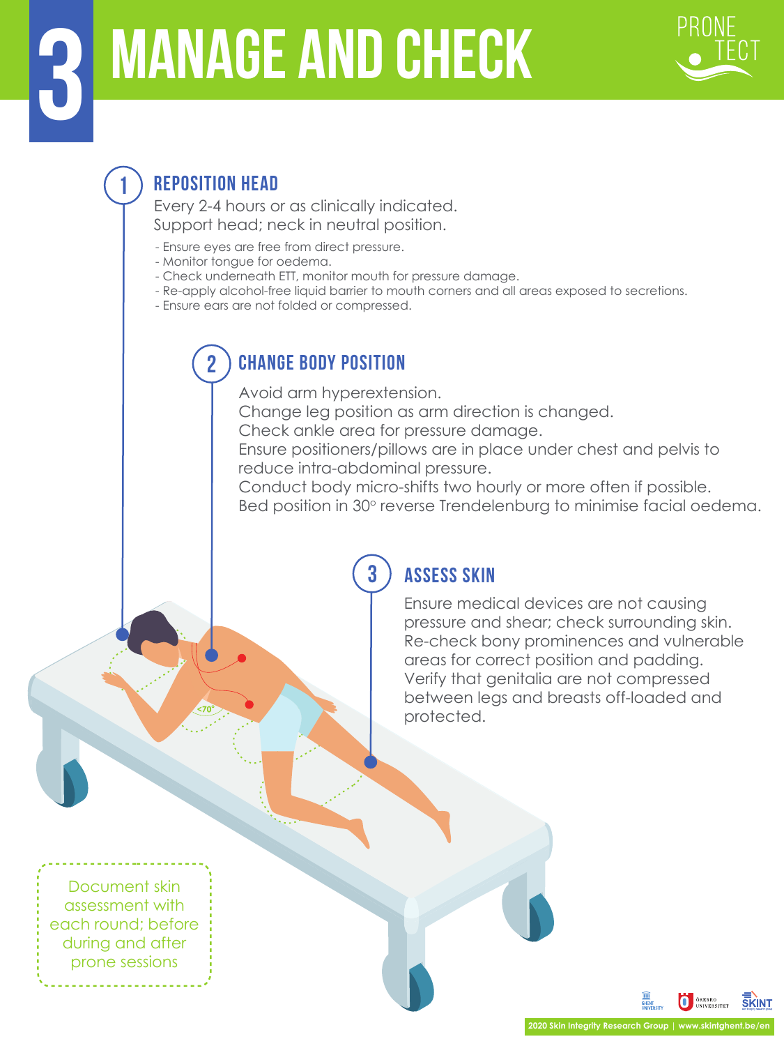# 3 MANAGE AND CHECK

PRONE TECT

## 1 REPOSITION HEAD

Every 2-4 hours or as clinically indicated.
Support head; neck in neutral position.

- Ensure eyes are free from direct pressure.
- Monitor tongue for oedema.
- Check underneath ETT, monitor mouth for pressure damage.
- Re-apply alcohol-free liquid barrier to mouth corners and all areas exposed to secretions.
- Ensure ears are not folded or compressed.

## 2 CHANGE BODY POSITION

Avoid arm hyperextension.
Change leg position as arm direction is changed.
Check ankle area for pressure damage.
Ensure positioners/pillows are in place under chest and pelvis to reduce intra-abdominal pressure.
Conduct body micro-shifts two hourly or more often if possible.
Bed position in 30° reverse Trendelenburg to minimise facial oedema.

## 3 ASSESS SKIN

Ensure medical devices are not causing pressure and shear; check surrounding skin.
Re-check bony prominences and vulnerable areas for correct position and padding.
Verify that genitalia are not compressed between legs and breasts off-loaded and protected.

<70°

Document skin assessment with each round; before during and after prone sessions

GHENT UNIVERSITY | ÖREBRO UNIVERSITET | SKINT

2020 Skin Integrity Research Group | www.skintghent.be/en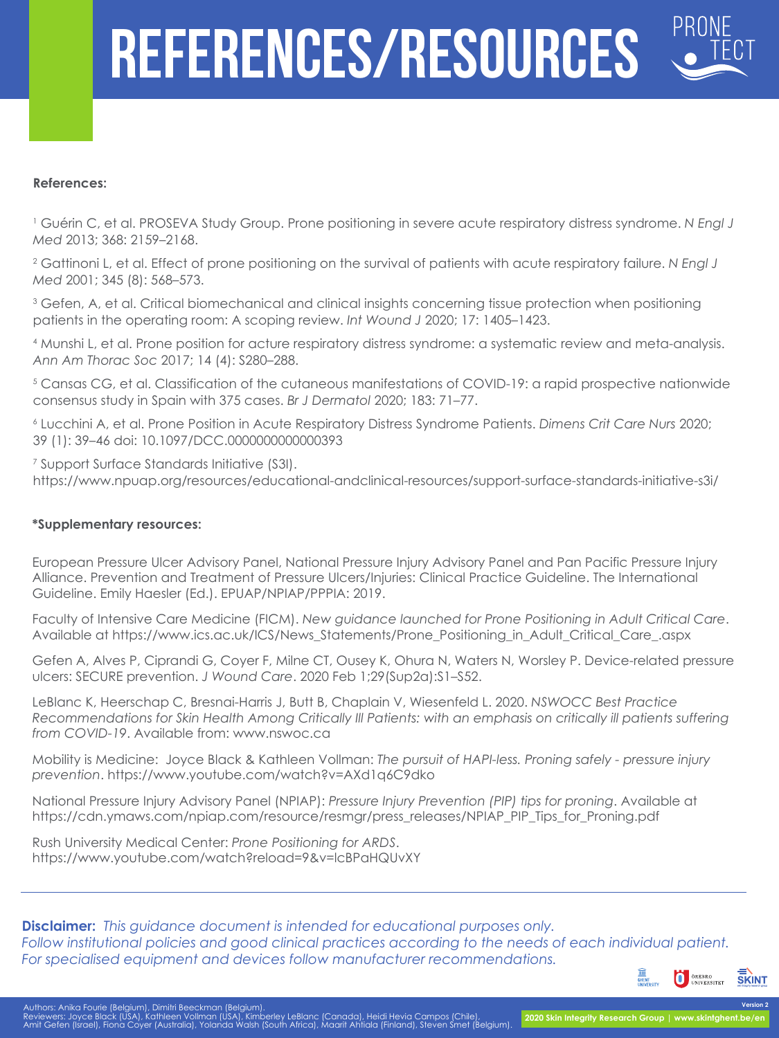# REFERENCES/RESOURCES

**References:**

[1] Guérin C, et al. PROSEVA Study Group. Prone positioning in severe acute respiratory distress syndrome. *N Engl J Med* 2013; 368: 2159–2168.

[2] Gattinoni L, et al. Effect of prone positioning on the survival of patients with acute respiratory failure. *N Engl J Med* 2001; 345 (8): 568–573.

[3] Gefen, A, et al. Critical biomechanical and clinical insights concerning tissue protection when positioning patients in the operating room: A scoping review. *Int Wound J* 2020; 17: 1405–1423.

[4] Munshi L, et al. Prone position for acture respiratory distress syndrome: a systematic review and meta-analysis. *Ann Am Thorac Soc* 2017; 14 (4): S280–288.

[5] Cansas CG, et al. Classification of the cutaneous manifestations of COVID-19: a rapid prospective nationwide consensus study in Spain with 375 cases. *Br J Dermatol* 2020; 183: 71–77.

[6] Lucchini A, et al. Prone Position in Acute Respiratory Distress Syndrome Patients. *Dimens Crit Care Nurs* 2020; 39 (1): 39–46 doi: 10.1097/DCC.0000000000000393

[7] Support Surface Standards Initiative (S3I). https://www.npuap.org/resources/educational-andclinical-resources/support-surface-standards-initiative-s3i/

**\*Supplementary resources:**

European Pressure Ulcer Advisory Panel, National Pressure Injury Advisory Panel and Pan Pacific Pressure Injury Alliance. Prevention and Treatment of Pressure Ulcers/Injuries: Clinical Practice Guideline. The International Guideline. Emily Haesler (Ed.). EPUAP/NPIAP/PPPIA: 2019.

Faculty of Intensive Care Medicine (FICM). *New guidance launched for Prone Positioning in Adult Critical Care*. Available at https://www.ics.ac.uk/ICS/News_Statements/Prone_Positioning_in_Adult_Critical_Care_.aspx

Gefen A, Alves P, Ciprandi G, Coyer F, Milne CT, Ousey K, Ohura N, Waters N, Worsley P. Device-related pressure ulcers: SECURE prevention. *J Wound Care*. 2020 Feb 1;29(Sup2a):S1–S52.

LeBlanc K, Heerschap C, Bresnai-Harris J, Butt B, Chaplain V, Wiesenfeld L. 2020. *NSWOCC Best Practice Recommendations for Skin Health Among Critically Ill Patients: with an emphasis on critically ill patients suffering from COVID-19*. Available from: www.nswoc.ca

Mobility is Medicine: Joyce Black & Kathleen Vollman: *The pursuit of HAPI-less. Proning safely - pressure injury prevention*. https://www.youtube.com/watch?v=AXd1q6C9dko

National Pressure Injury Advisory Panel (NPIAP): *Pressure Injury Prevention (PIP) tips for proning*. Available at https://cdn.ymaws.com/npiap.com/resource/resmgr/press_releases/NPIAP_PIP_Tips_for_Proning.pdf

Rush University Medical Center: *Prone Positioning for ARDS*. https://www.youtube.com/watch?reload=9&v=lcBPaHQUvXY

---

**Disclaimer:** *This guidance document is intended for educational purposes only. Follow institutional policies and good clinical practices according to the needs of each individual patient. For specialised equipment and devices follow manufacturer recommendations.*

Authors: Anika Fourie (Belgium), Dimitri Beeckman (Belgium).
Reviewers: Joyce Black (USA), Kathleen Vollman (USA), Kimberley LeBlanc (Canada), Heidi Hevia Campos (Chile), Amit Gefen (Israel), Fiona Coyer (Australia), Yolanda Walsh (South Africa), Maarit Ahtiala (Finland), Steven Smet (Belgium).

Version 2

2020 Skin Integrity Research Group | www.skintghent.be/en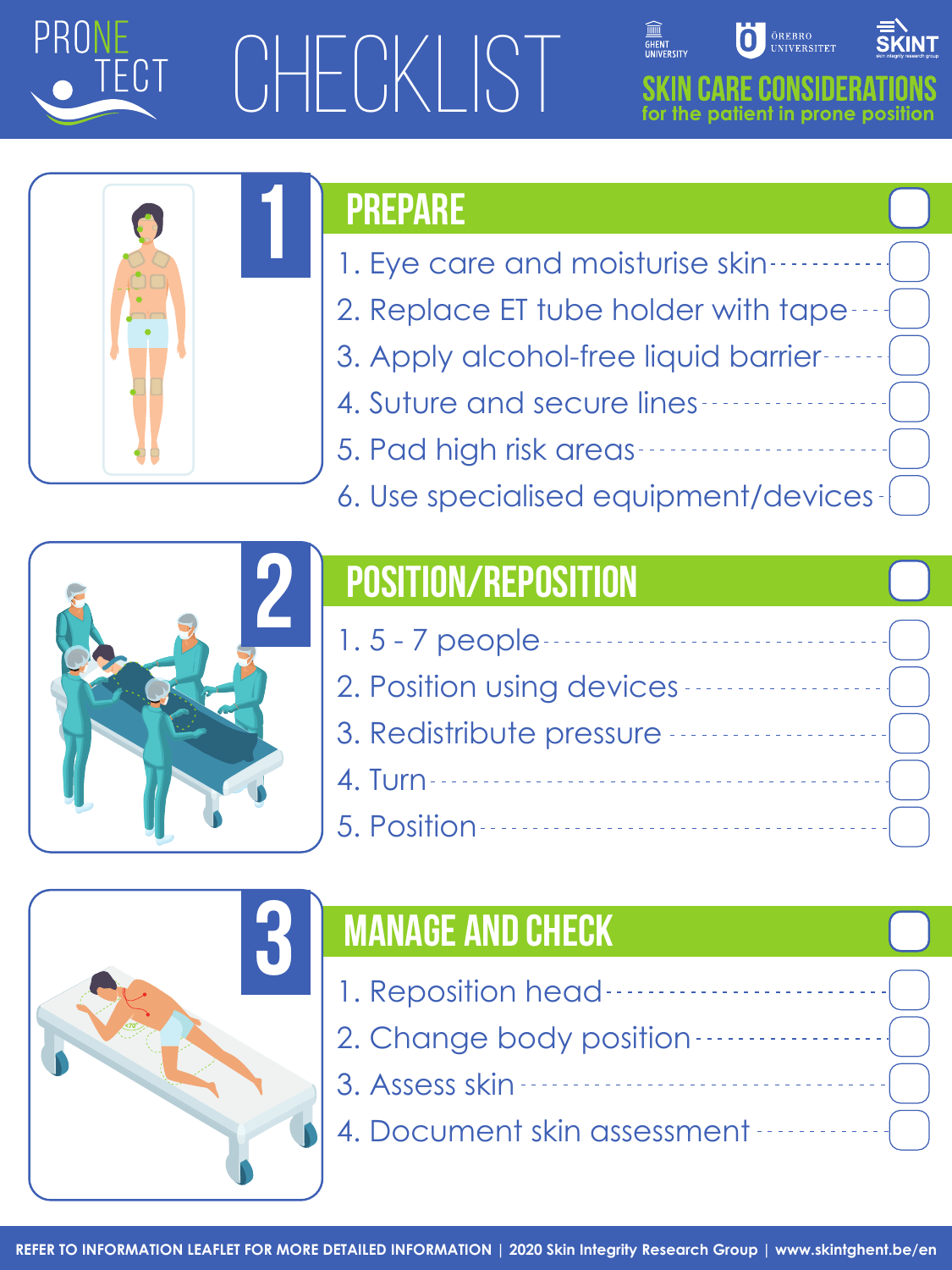# PRONE TECT CHECKLIST

GHENT UNIVERSITY | ÖREBRO UNIVERSITET | SKINT

## SKIN CARE CONSIDERATIONS
for the patient in prone position

## 1 PREPARE

1. Eye care and moisturise skin
2. Replace ET tube holder with tape
3. Apply alcohol-free liquid barrier
4. Suture and secure lines
5. Pad high risk areas
6. Use specialised equipment/devices

## 2 POSITION/REPOSITION

1. 5 - 7 people
2. Position using devices
3. Redistribute pressure
4. Turn
5. Position

## 3 MANAGE AND CHECK

1. Reposition head
2. Change body position
3. Assess skin
4. Document skin assessment

REFER TO INFORMATION LEAFLET FOR MORE DETAILED INFORMATION | 2020 Skin Integrity Research Group | www.skintghent.be/en